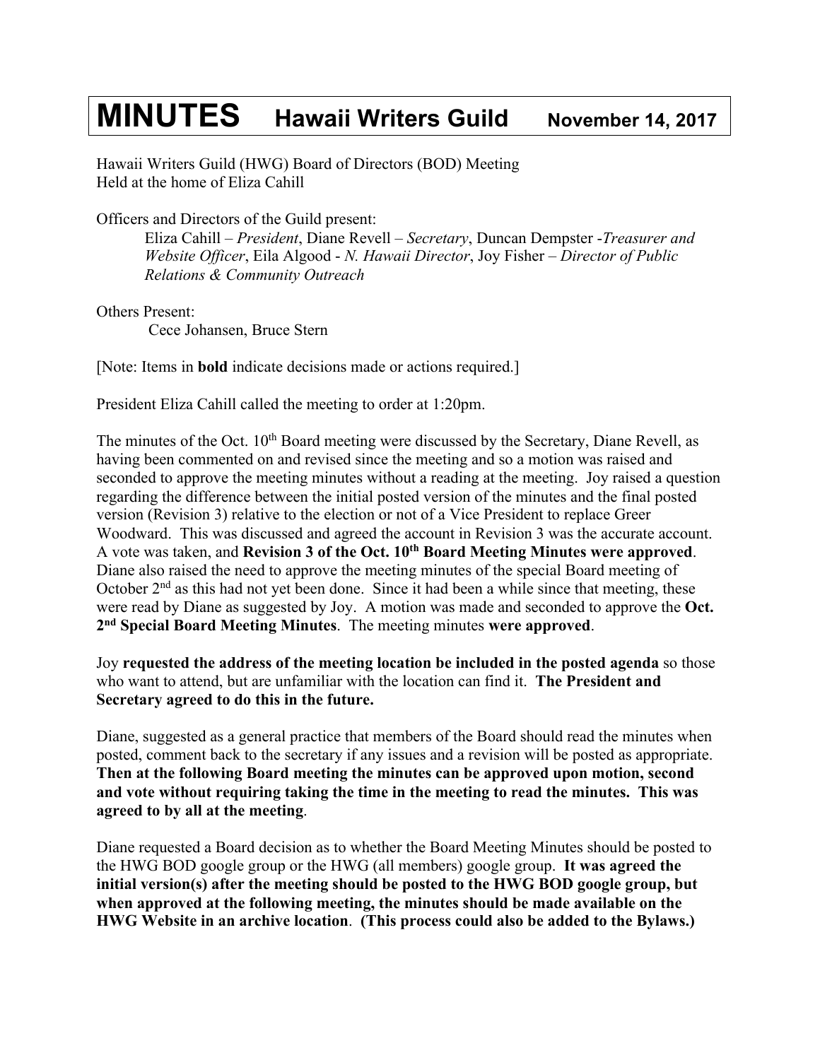# MINUTES Hawaii Writers Guild November 14, 2017

Hawaii Writers Guild (HWG) Board of Directors (BOD) Meeting
Held at the home of Eliza Cahill

Officers and Directors of the Guild present:

Eliza Cahill – *President*, Diane Revell – *Secretary*, Duncan Dempster -*Treasurer and Website Officer*, Eila Algood - *N. Hawaii Director*, Joy Fisher – *Director of Public Relations & Community Outreach*

Others Present:

Cece Johansen, Bruce Stern

[Note: Items in **bold** indicate decisions made or actions required.]

President Eliza Cahill called the meeting to order at 1:20pm.

The minutes of the Oct. 10th Board meeting were discussed by the Secretary, Diane Revell, as having been commented on and revised since the meeting and so a motion was raised and seconded to approve the meeting minutes without a reading at the meeting. Joy raised a question regarding the difference between the initial posted version of the minutes and the final posted version (Revision 3) relative to the election or not of a Vice President to replace Greer Woodward. This was discussed and agreed the account in Revision 3 was the accurate account. A vote was taken, and **Revision 3 of the Oct. 10th Board Meeting Minutes were approved**. Diane also raised the need to approve the meeting minutes of the special Board meeting of October 2nd as this had not yet been done. Since it had been a while since that meeting, these were read by Diane as suggested by Joy. A motion was made and seconded to approve the **Oct. 2nd Special Board Meeting Minutes**. The meeting minutes **were approved**.

Joy **requested the address of the meeting location be included in the posted agenda** so those who want to attend, but are unfamiliar with the location can find it. **The President and Secretary agreed to do this in the future.**

Diane, suggested as a general practice that members of the Board should read the minutes when posted, comment back to the secretary if any issues and a revision will be posted as appropriate. **Then at the following Board meeting the minutes can be approved upon motion, second and vote without requiring taking the time in the meeting to read the minutes. This was agreed to by all at the meeting**.

Diane requested a Board decision as to whether the Board Meeting Minutes should be posted to the HWG BOD google group or the HWG (all members) google group. **It was agreed the initial version(s) after the meeting should be posted to the HWG BOD google group, but when approved at the following meeting, the minutes should be made available on the HWG Website in an archive location**. **(This process could also be added to the Bylaws.)**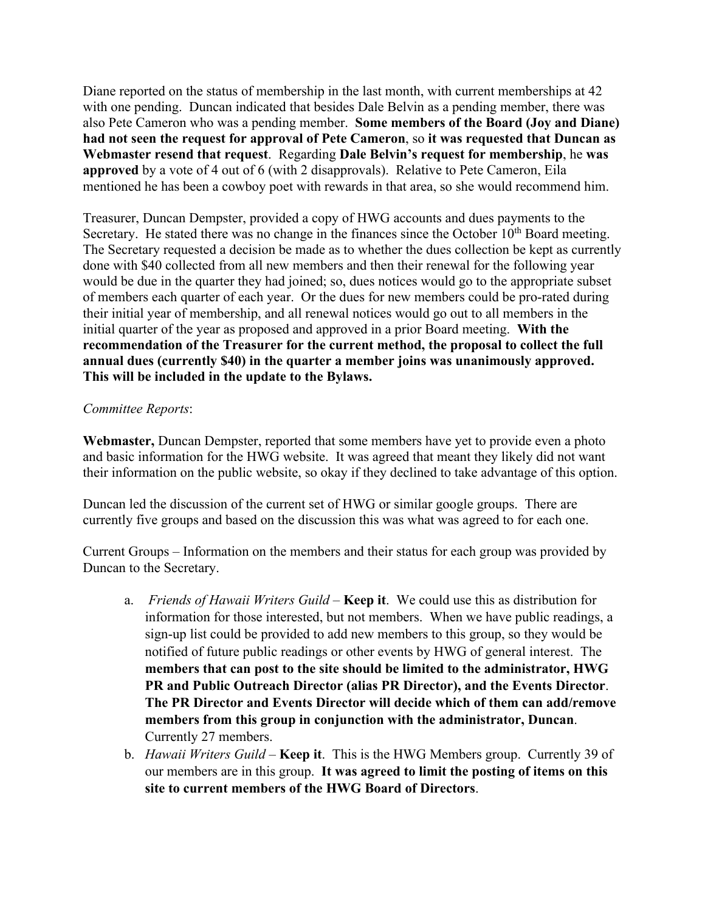Diane reported on the status of membership in the last month, with current memberships at 42 with one pending. Duncan indicated that besides Dale Belvin as a pending member, there was also Pete Cameron who was a pending member. **Some members of the Board (Joy and Diane) had not seen the request for approval of Pete Cameron**, so **it was requested that Duncan as Webmaster resend that request**. Regarding **Dale Belvin's request for membership**, he **was approved** by a vote of 4 out of 6 (with 2 disapprovals). Relative to Pete Cameron, Eila mentioned he has been a cowboy poet with rewards in that area, so she would recommend him.

Treasurer, Duncan Dempster, provided a copy of HWG accounts and dues payments to the Secretary. He stated there was no change in the finances since the October 10th Board meeting. The Secretary requested a decision be made as to whether the dues collection be kept as currently done with $40 collected from all new members and then their renewal for the following year would be due in the quarter they had joined; so, dues notices would go to the appropriate subset of members each quarter of each year. Or the dues for new members could be pro-rated during their initial year of membership, and all renewal notices would go out to all members in the initial quarter of the year as proposed and approved in a prior Board meeting. **With the recommendation of the Treasurer for the current method, the proposal to collect the full annual dues (currently $40) in the quarter a member joins was unanimously approved. This will be included in the update to the Bylaws.**

*Committee Reports*:

**Webmaster,** Duncan Dempster, reported that some members have yet to provide even a photo and basic information for the HWG website. It was agreed that meant they likely did not want their information on the public website, so okay if they declined to take advantage of this option.

Duncan led the discussion of the current set of HWG or similar google groups. There are currently five groups and based on the discussion this was what was agreed to for each one.

Current Groups – Information on the members and their status for each group was provided by Duncan to the Secretary.

a. *Friends of Hawaii Writers Guild* – **Keep it**. We could use this as distribution for information for those interested, but not members. When we have public readings, a sign-up list could be provided to add new members to this group, so they would be notified of future public readings or other events by HWG of general interest. The **members that can post to the site should be limited to the administrator, HWG PR and Public Outreach Director (alias PR Director), and the Events Director**. **The PR Director and Events Director will decide which of them can add/remove members from this group in conjunction with the administrator, Duncan**. Currently 27 members.
b. *Hawaii Writers Guild* – **Keep it**. This is the HWG Members group. Currently 39 of our members are in this group. **It was agreed to limit the posting of items on this site to current members of the HWG Board of Directors**.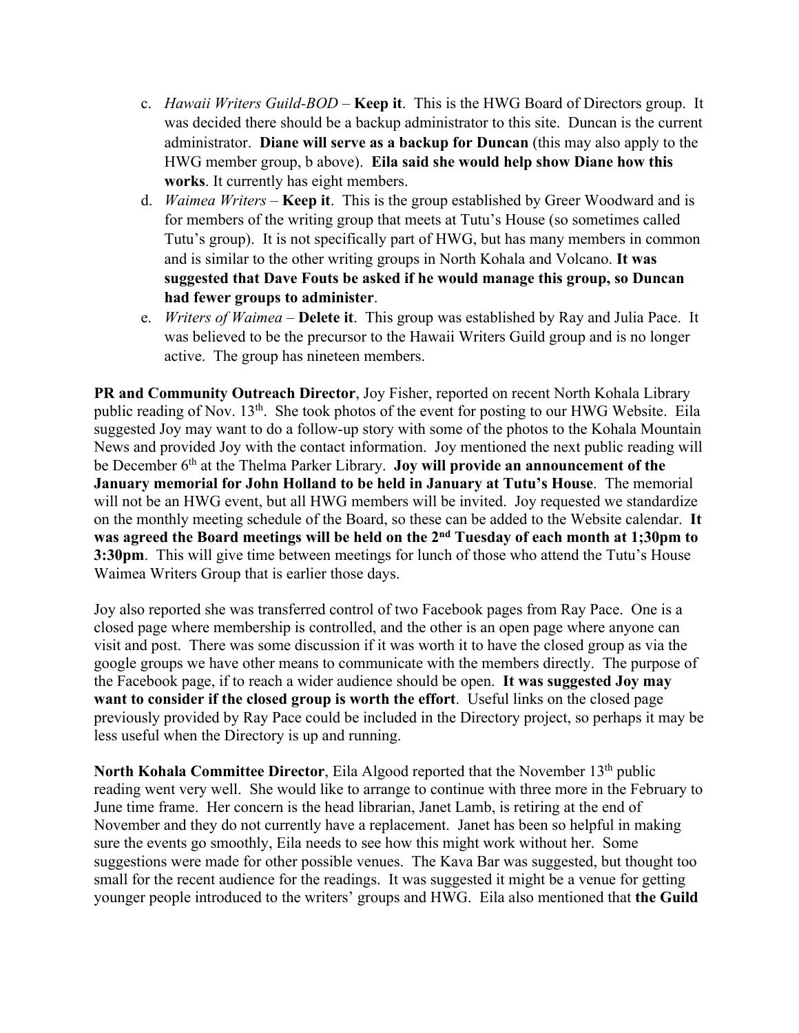c. *Hawaii Writers Guild-BOD* – **Keep it**. This is the HWG Board of Directors group. It was decided there should be a backup administrator to this site. Duncan is the current administrator. **Diane will serve as a backup for Duncan** (this may also apply to the HWG member group, b above). **Eila said she would help show Diane how this works**. It currently has eight members.

d. *Waimea Writers* – **Keep it**. This is the group established by Greer Woodward and is for members of the writing group that meets at Tutu's House (so sometimes called Tutu's group). It is not specifically part of HWG, but has many members in common and is similar to the other writing groups in North Kohala and Volcano. **It was suggested that Dave Fouts be asked if he would manage this group, so Duncan had fewer groups to administer**.

e. *Writers of Waimea* – **Delete it**. This group was established by Ray and Julia Pace. It was believed to be the precursor to the Hawaii Writers Guild group and is no longer active. The group has nineteen members.

**PR and Community Outreach Director**, Joy Fisher, reported on recent North Kohala Library public reading of Nov. 13th. She took photos of the event for posting to our HWG Website. Eila suggested Joy may want to do a follow-up story with some of the photos to the Kohala Mountain News and provided Joy with the contact information. Joy mentioned the next public reading will be December 6th at the Thelma Parker Library. **Joy will provide an announcement of the January memorial for John Holland to be held in January at Tutu's House**. The memorial will not be an HWG event, but all HWG members will be invited. Joy requested we standardize on the monthly meeting schedule of the Board, so these can be added to the Website calendar. **It was agreed the Board meetings will be held on the 2nd Tuesday of each month at 1;30pm to 3:30pm**. This will give time between meetings for lunch of those who attend the Tutu's House Waimea Writers Group that is earlier those days.

Joy also reported she was transferred control of two Facebook pages from Ray Pace. One is a closed page where membership is controlled, and the other is an open page where anyone can visit and post. There was some discussion if it was worth it to have the closed group as via the google groups we have other means to communicate with the members directly. The purpose of the Facebook page, if to reach a wider audience should be open. **It was suggested Joy may want to consider if the closed group is worth the effort**. Useful links on the closed page previously provided by Ray Pace could be included in the Directory project, so perhaps it may be less useful when the Directory is up and running.

**North Kohala Committee Director**, Eila Algood reported that the November 13th public reading went very well. She would like to arrange to continue with three more in the February to June time frame. Her concern is the head librarian, Janet Lamb, is retiring at the end of November and they do not currently have a replacement. Janet has been so helpful in making sure the events go smoothly, Eila needs to see how this might work without her. Some suggestions were made for other possible venues. The Kava Bar was suggested, but thought too small for the recent audience for the readings. It was suggested it might be a venue for getting younger people introduced to the writers' groups and HWG. Eila also mentioned that **the Guild**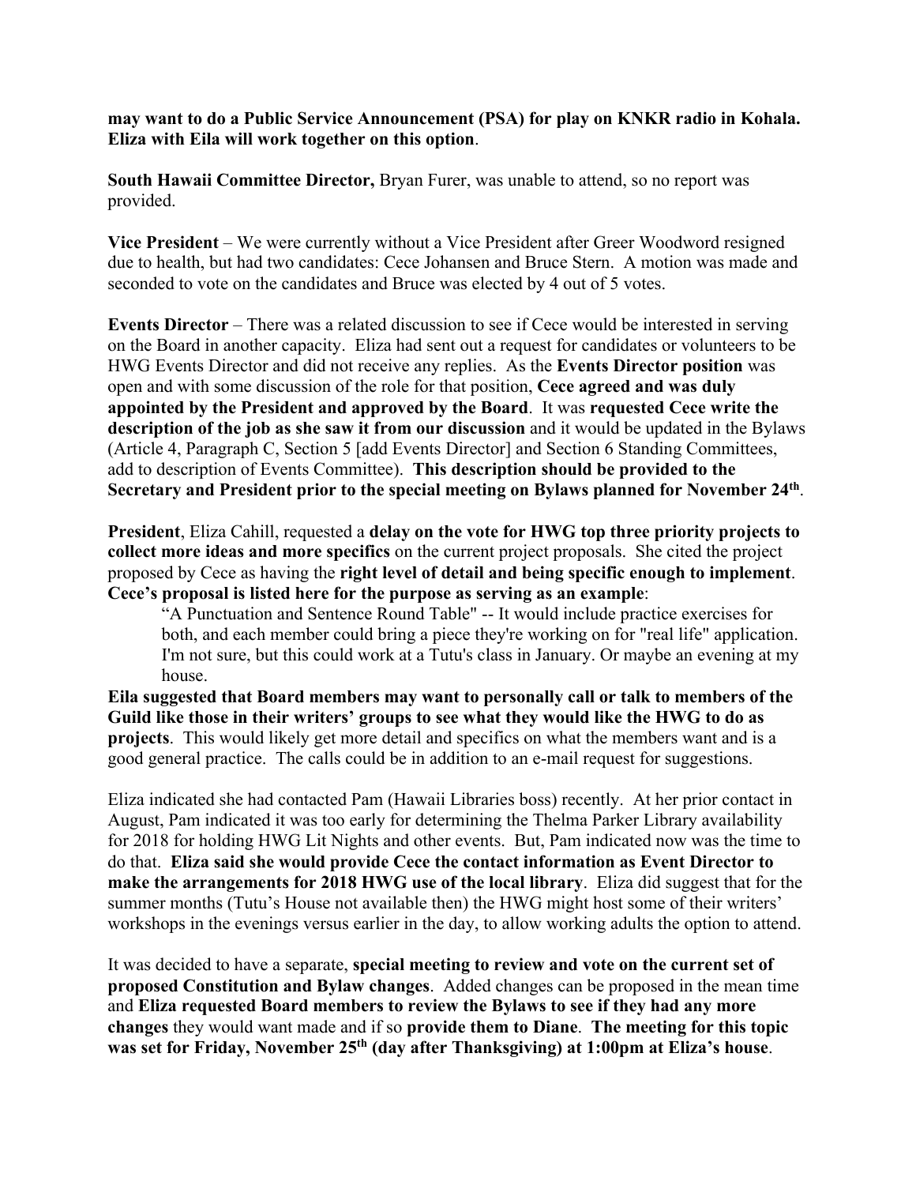**may want to do a Public Service Announcement (PSA) for play on KNKR radio in Kohala. Eliza with Eila will work together on this option**.

**South Hawaii Committee Director,** Bryan Furer, was unable to attend, so no report was provided.

**Vice President** – We were currently without a Vice President after Greer Woodword resigned due to health, but had two candidates: Cece Johansen and Bruce Stern. A motion was made and seconded to vote on the candidates and Bruce was elected by 4 out of 5 votes.

**Events Director** – There was a related discussion to see if Cece would be interested in serving on the Board in another capacity. Eliza had sent out a request for candidates or volunteers to be HWG Events Director and did not receive any replies. As the **Events Director position** was open and with some discussion of the role for that position, **Cece agreed and was duly appointed by the President and approved by the Board**. It was **requested Cece write the description of the job as she saw it from our discussion** and it would be updated in the Bylaws (Article 4, Paragraph C, Section 5 [add Events Director] and Section 6 Standing Committees, add to description of Events Committee). **This description should be provided to the Secretary and President prior to the special meeting on Bylaws planned for November 24th**.

**President**, Eliza Cahill, requested a **delay on the vote for HWG top three priority projects to collect more ideas and more specifics** on the current project proposals. She cited the project proposed by Cece as having the **right level of detail and being specific enough to implement**. **Cece's proposal is listed here for the purpose as serving as an example**:

> "A Punctuation and Sentence Round Table" -- It would include practice exercises for both, and each member could bring a piece they're working on for "real life" application. I'm not sure, but this could work at a Tutu's class in January. Or maybe an evening at my house.

**Eila suggested that Board members may want to personally call or talk to members of the Guild like those in their writers' groups to see what they would like the HWG to do as projects**. This would likely get more detail and specifics on what the members want and is a good general practice. The calls could be in addition to an e-mail request for suggestions.

Eliza indicated she had contacted Pam (Hawaii Libraries boss) recently. At her prior contact in August, Pam indicated it was too early for determining the Thelma Parker Library availability for 2018 for holding HWG Lit Nights and other events. But, Pam indicated now was the time to do that. **Eliza said she would provide Cece the contact information as Event Director to make the arrangements for 2018 HWG use of the local library**. Eliza did suggest that for the summer months (Tutu's House not available then) the HWG might host some of their writers' workshops in the evenings versus earlier in the day, to allow working adults the option to attend.

It was decided to have a separate, **special meeting to review and vote on the current set of proposed Constitution and Bylaw changes**. Added changes can be proposed in the mean time and **Eliza requested Board members to review the Bylaws to see if they had any more changes** they would want made and if so **provide them to Diane**. **The meeting for this topic was set for Friday, November 25th (day after Thanksgiving) at 1:00pm at Eliza's house**.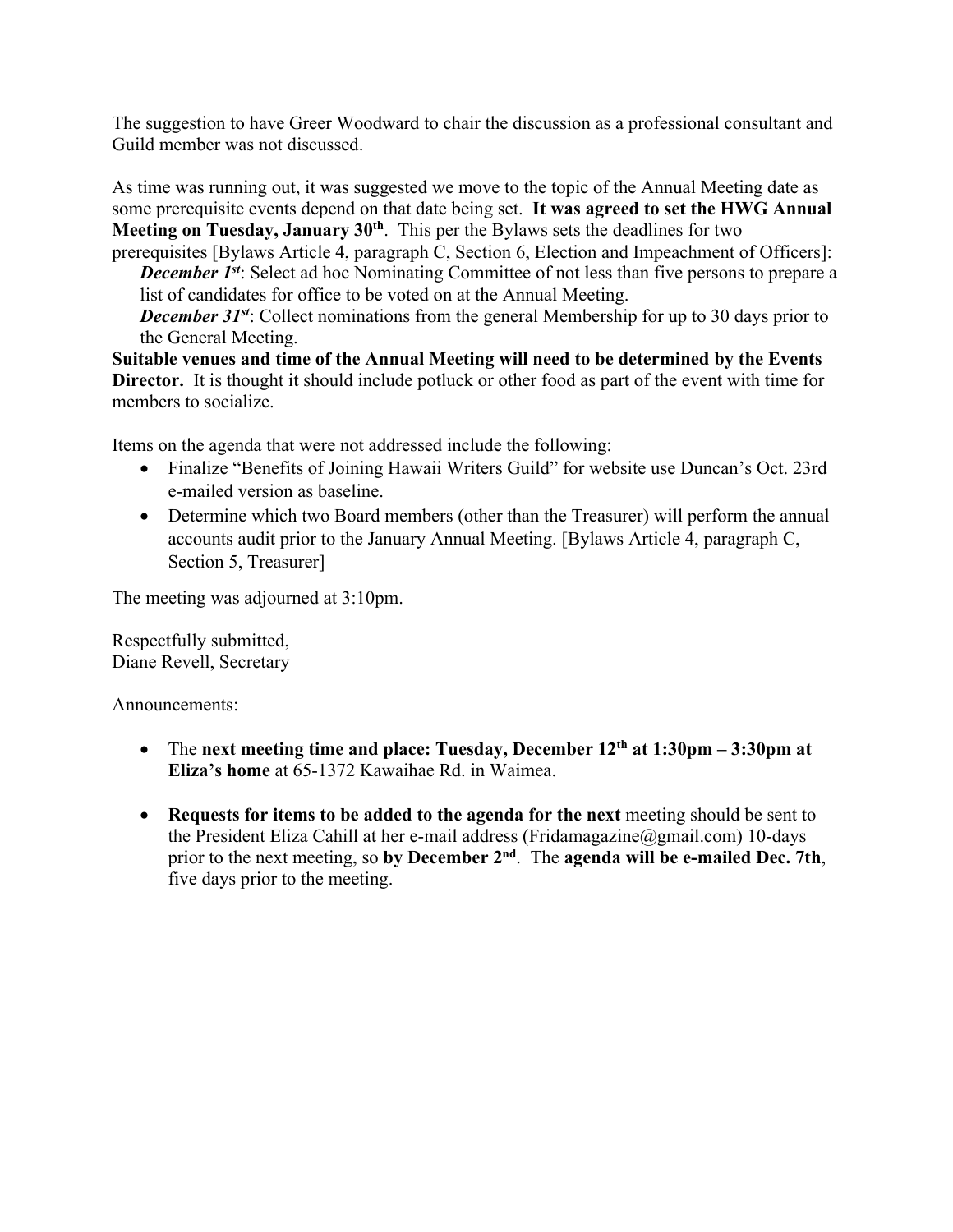The suggestion to have Greer Woodward to chair the discussion as a professional consultant and Guild member was not discussed.

As time was running out, it was suggested we move to the topic of the Annual Meeting date as some prerequisite events depend on that date being set. **It was agreed to set the HWG Annual Meeting on Tuesday, January 30th**. This per the Bylaws sets the deadlines for two prerequisites [Bylaws Article 4, paragraph C, Section 6, Election and Impeachment of Officers]:

***December 1st***: Select ad hoc Nominating Committee of not less than five persons to prepare a list of candidates for office to be voted on at the Annual Meeting.

***December 31st***: Collect nominations from the general Membership for up to 30 days prior to the General Meeting.

**Suitable venues and time of the Annual Meeting will need to be determined by the Events Director.** It is thought it should include potluck or other food as part of the event with time for members to socialize.

Items on the agenda that were not addressed include the following:

- Finalize "Benefits of Joining Hawaii Writers Guild" for website use Duncan's Oct. 23rd e-mailed version as baseline.
- Determine which two Board members (other than the Treasurer) will perform the annual accounts audit prior to the January Annual Meeting. [Bylaws Article 4, paragraph C, Section 5, Treasurer]

The meeting was adjourned at 3:10pm.

Respectfully submitted,
Diane Revell, Secretary

Announcements:

- The **next meeting time and place: Tuesday, December 12th at 1:30pm – 3:30pm at Eliza's home** at 65-1372 Kawaihae Rd. in Waimea.

- **Requests for items to be added to the agenda for the next** meeting should be sent to the President Eliza Cahill at her e-mail address (Fridamagazine@gmail.com) 10-days prior to the next meeting, so **by December 2nd**. The **agenda will be e-mailed Dec. 7th**, five days prior to the meeting.